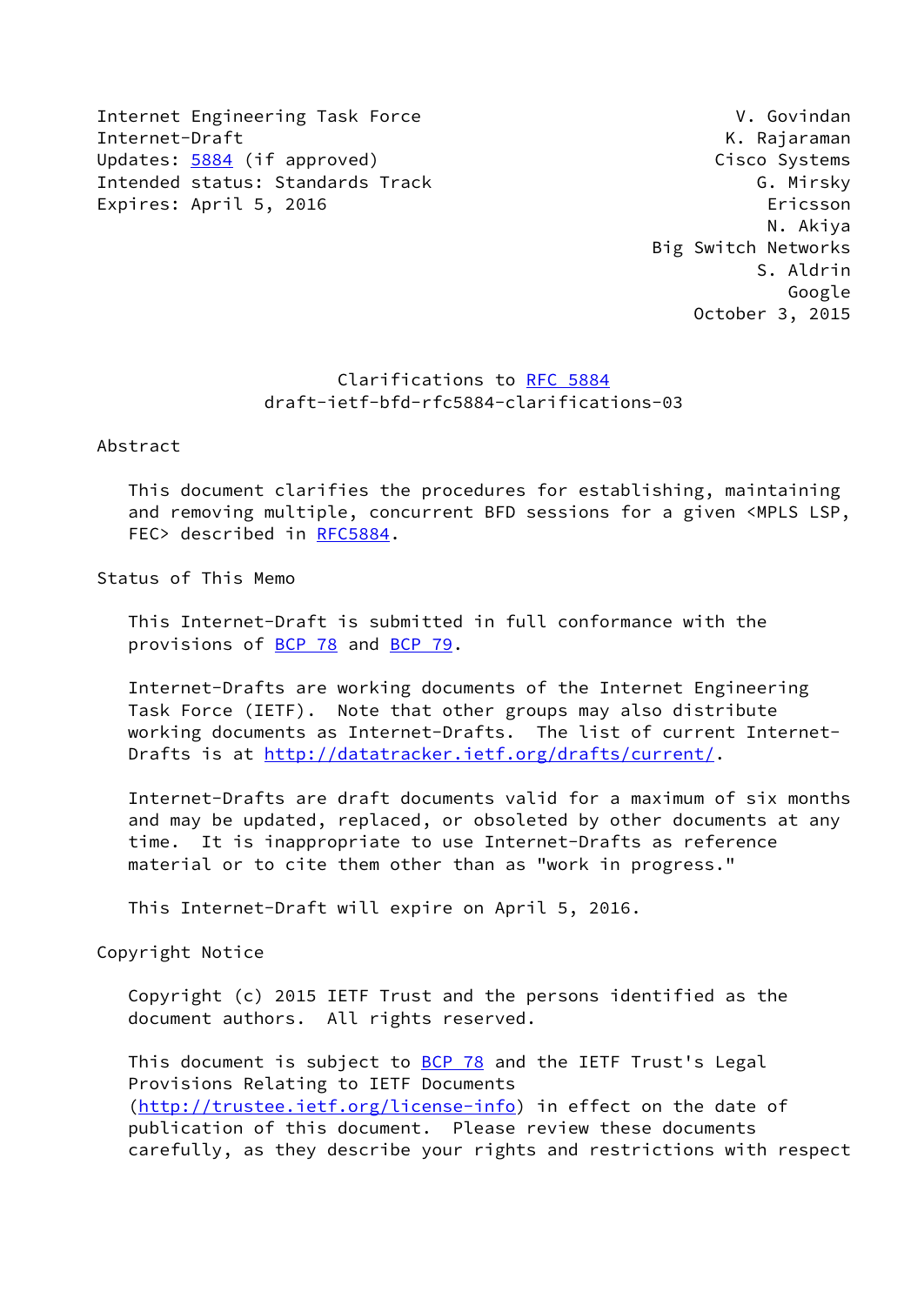Internet Engineering Task Force V. Govindan
Internet-Draft K. Rajaraman
Updates: 5884 (if approved) Cisco Systems
Intended status: Standards Track G. Mirsky
Expires: April 5, 2016 Ericsson
N. Akiya
Big Switch Networks
S. Aldrin
Google
October 3, 2015

# Clarifications to RFC 5884
## draft-ietf-bfd-rfc5884-clarifications-03

## Abstract

This document clarifies the procedures for establishing, maintaining and removing multiple, concurrent BFD sessions for a given <MPLS LSP, FEC> described in RFC5884.

## Status of This Memo

This Internet-Draft is submitted in full conformance with the provisions of BCP 78 and BCP 79.

Internet-Drafts are working documents of the Internet Engineering Task Force (IETF). Note that other groups may also distribute working documents as Internet-Drafts. The list of current Internet-Drafts is at http://datatracker.ietf.org/drafts/current/.

Internet-Drafts are draft documents valid for a maximum of six months and may be updated, replaced, or obsoleted by other documents at any time. It is inappropriate to use Internet-Drafts as reference material or to cite them other than as "work in progress."

This Internet-Draft will expire on April 5, 2016.

## Copyright Notice

Copyright (c) 2015 IETF Trust and the persons identified as the document authors. All rights reserved.

This document is subject to BCP 78 and the IETF Trust's Legal Provisions Relating to IETF Documents (http://trustee.ietf.org/license-info) in effect on the date of publication of this document. Please review these documents carefully, as they describe your rights and restrictions with respect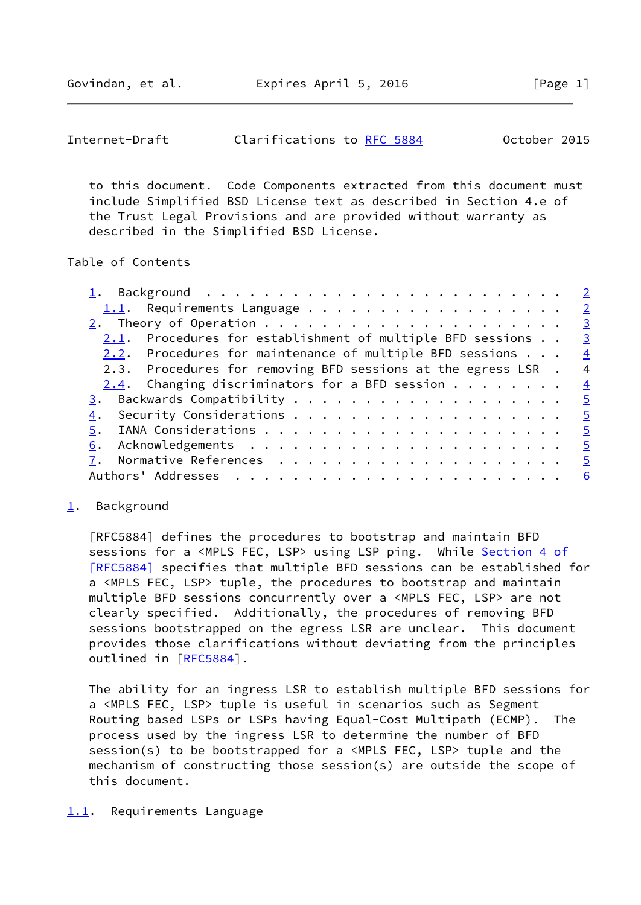to this document. Code Components extracted from this document must include Simplified BSD License text as described in Section 4.e of the Trust Legal Provisions and are provided without warranty as described in the Simplified BSD License.

Table of Contents

- 1. Background . . . . . . . . . . . . . . . . . . . . . . . . 2
  - 1.1. Requirements Language . . . . . . . . . . . . . . . . . . 2
- 2. Theory of Operation . . . . . . . . . . . . . . . . . . . . . 3
  - 2.1. Procedures for establishment of multiple BFD sessions . . 3
  - 2.2. Procedures for maintenance of multiple BFD sessions . . . 4
  - 2.3. Procedures for removing BFD sessions at the egress LSR . 4
  - 2.4. Changing discriminators for a BFD session . . . . . . . . 4
- 3. Backwards Compatibility . . . . . . . . . . . . . . . . . . . 5
- 4. Security Considerations . . . . . . . . . . . . . . . . . . . 5
- 5. IANA Considerations . . . . . . . . . . . . . . . . . . . . . 5
- 6. Acknowledgements . . . . . . . . . . . . . . . . . . . . . . 5
- 7. Normative References . . . . . . . . . . . . . . . . . . . . 5
- Authors' Addresses . . . . . . . . . . . . . . . . . . . . . . . 6

## 1. Background

[RFC5884] defines the procedures to bootstrap and maintain BFD sessions for a <MPLS FEC, LSP> using LSP ping. While Section 4 of [RFC5884] specifies that multiple BFD sessions can be established for a <MPLS FEC, LSP> tuple, the procedures to bootstrap and maintain multiple BFD sessions concurrently over a <MPLS FEC, LSP> are not clearly specified. Additionally, the procedures of removing BFD sessions bootstrapped on the egress LSR are unclear. This document provides those clarifications without deviating from the principles outlined in [RFC5884].

The ability for an ingress LSR to establish multiple BFD sessions for a <MPLS FEC, LSP> tuple is useful in scenarios such as Segment Routing based LSPs or LSPs having Equal-Cost Multipath (ECMP). The process used by the ingress LSR to determine the number of BFD session(s) to be bootstrapped for a <MPLS FEC, LSP> tuple and the mechanism of constructing those session(s) are outside the scope of this document.

### 1.1. Requirements Language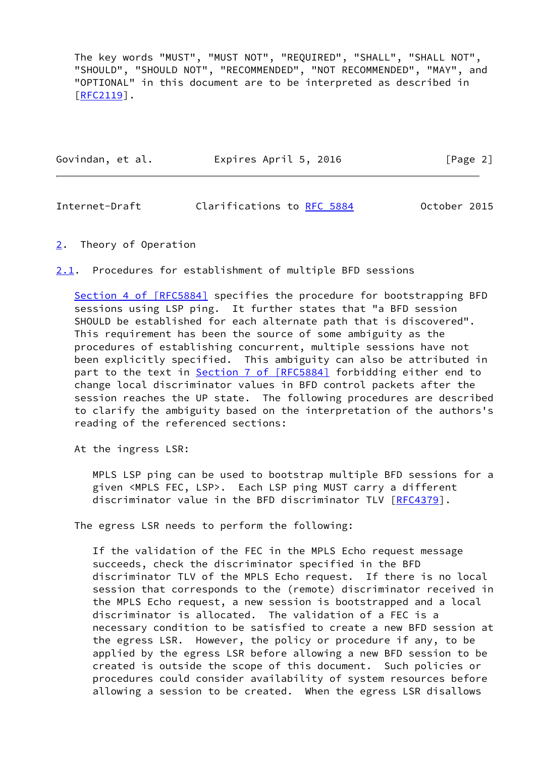The key words "MUST", "MUST NOT", "REQUIRED", "SHALL", "SHALL NOT", "SHOULD", "SHOULD NOT", "RECOMMENDED", "NOT RECOMMENDED", "MAY", and "OPTIONAL" in this document are to be interpreted as described in [RFC2119].

## 2. Theory of Operation

### 2.1. Procedures for establishment of multiple BFD sessions

Section 4 of [RFC5884] specifies the procedure for bootstrapping BFD sessions using LSP ping. It further states that "a BFD session SHOULD be established for each alternate path that is discovered". This requirement has been the source of some ambiguity as the procedures of establishing concurrent, multiple sessions have not been explicitly specified. This ambiguity can also be attributed in part to the text in Section 7 of [RFC5884] forbidding either end to change local discriminator values in BFD control packets after the session reaches the UP state. The following procedures are described to clarify the ambiguity based on the interpretation of the authors's reading of the referenced sections:

At the ingress LSR:

MPLS LSP ping can be used to bootstrap multiple BFD sessions for a given <MPLS FEC, LSP>. Each LSP ping MUST carry a different discriminator value in the BFD discriminator TLV [RFC4379].

The egress LSR needs to perform the following:

If the validation of the FEC in the MPLS Echo request message succeeds, check the discriminator specified in the BFD discriminator TLV of the MPLS Echo request. If there is no local session that corresponds to the (remote) discriminator received in the MPLS Echo request, a new session is bootstrapped and a local discriminator is allocated. The validation of a FEC is a necessary condition to be satisfied to create a new BFD session at the egress LSR. However, the policy or procedure if any, to be applied by the egress LSR before allowing a new BFD session to be created is outside the scope of this document. Such policies or procedures could consider availability of system resources before allowing a session to be created. When the egress LSR disallows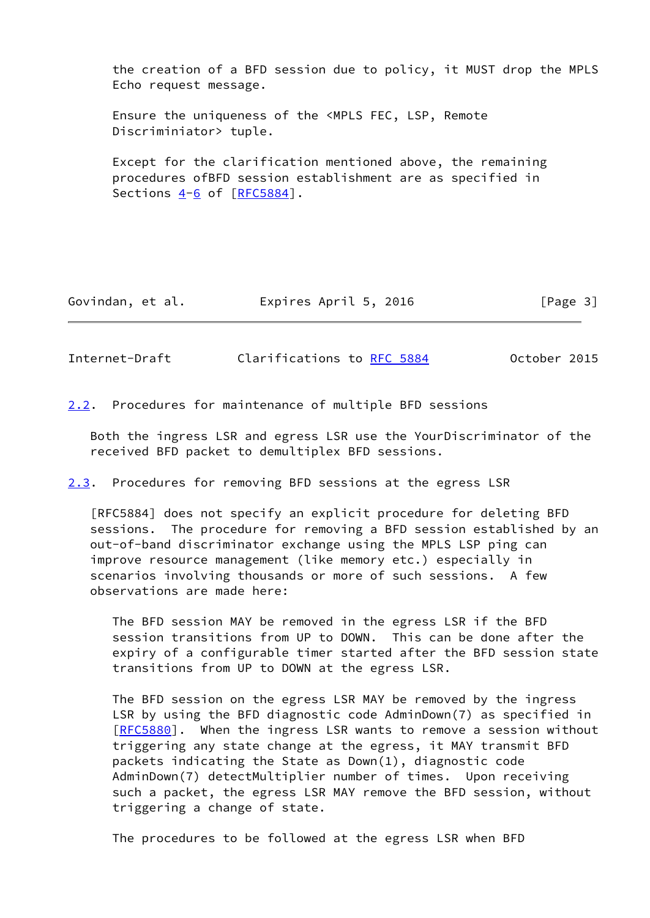the creation of a BFD session due to policy, it MUST drop the MPLS Echo request message.

Ensure the uniqueness of the <MPLS FEC, LSP, Remote Discriminiator> tuple.

Except for the clarification mentioned above, the remaining procedures ofBFD session establishment are as specified in Sections 4-6 of [RFC5884].

## 2.2. Procedures for maintenance of multiple BFD sessions

Both the ingress LSR and egress LSR use the YourDiscriminator of the received BFD packet to demultiplex BFD sessions.

## 2.3. Procedures for removing BFD sessions at the egress LSR

[RFC5884] does not specify an explicit procedure for deleting BFD sessions. The procedure for removing a BFD session established by an out-of-band discriminator exchange using the MPLS LSP ping can improve resource management (like memory etc.) especially in scenarios involving thousands or more of such sessions. A few observations are made here:

The BFD session MAY be removed in the egress LSR if the BFD session transitions from UP to DOWN. This can be done after the expiry of a configurable timer started after the BFD session state transitions from UP to DOWN at the egress LSR.

The BFD session on the egress LSR MAY be removed by the ingress LSR by using the BFD diagnostic code AdminDown(7) as specified in [RFC5880]. When the ingress LSR wants to remove a session without triggering any state change at the egress, it MAY transmit BFD packets indicating the State as Down(1), diagnostic code AdminDown(7) detectMultiplier number of times. Upon receiving such a packet, the egress LSR MAY remove the BFD session, without triggering a change of state.

The procedures to be followed at the egress LSR when BFD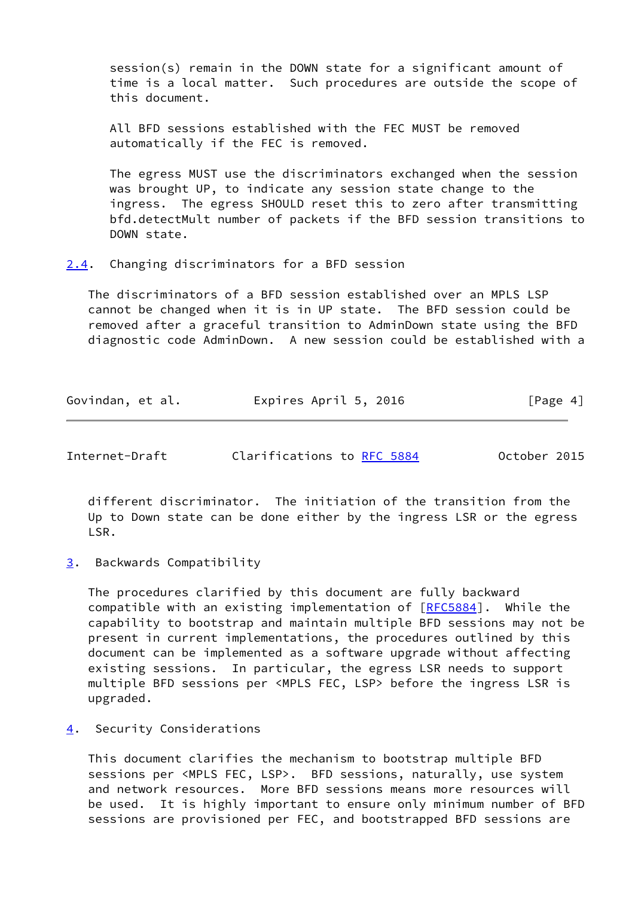session(s) remain in the DOWN state for a significant amount of time is a local matter. Such procedures are outside the scope of this document.

All BFD sessions established with the FEC MUST be removed automatically if the FEC is removed.

The egress MUST use the discriminators exchanged when the session was brought UP, to indicate any session state change to the ingress. The egress SHOULD reset this to zero after transmitting bfd.detectMult number of packets if the BFD session transitions to DOWN state.

### 2.4. Changing discriminators for a BFD session

The discriminators of a BFD session established over an MPLS LSP cannot be changed when it is in UP state. The BFD session could be removed after a graceful transition to AdminDown state using the BFD diagnostic code AdminDown. A new session could be established with a different discriminator. The initiation of the transition from the Up to Down state can be done either by the ingress LSR or the egress LSR.

## 3. Backwards Compatibility

The procedures clarified by this document are fully backward compatible with an existing implementation of [RFC5884]. While the capability to bootstrap and maintain multiple BFD sessions may not be present in current implementations, the procedures outlined by this document can be implemented as a software upgrade without affecting existing sessions. In particular, the egress LSR needs to support multiple BFD sessions per <MPLS FEC, LSP> before the ingress LSR is upgraded.

## 4. Security Considerations

This document clarifies the mechanism to bootstrap multiple BFD sessions per <MPLS FEC, LSP>. BFD sessions, naturally, use system and network resources. More BFD sessions means more resources will be used. It is highly important to ensure only minimum number of BFD sessions are provisioned per FEC, and bootstrapped BFD sessions are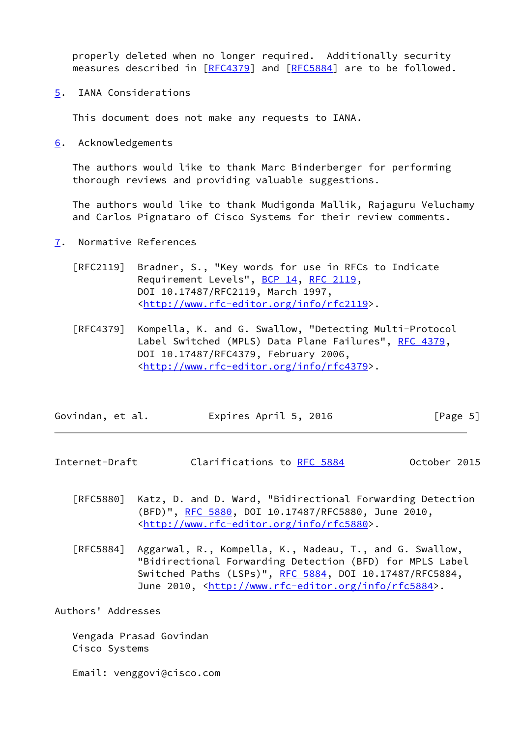properly deleted when no longer required. Additionally security measures described in [RFC4379] and [RFC5884] are to be followed.

## 5. IANA Considerations

This document does not make any requests to IANA.

## 6. Acknowledgements

The authors would like to thank Marc Binderberger for performing thorough reviews and providing valuable suggestions.

The authors would like to thank Mudigonda Mallik, Rajaguru Veluchamy and Carlos Pignataro of Cisco Systems for their review comments.

## 7. Normative References

[RFC2119] Bradner, S., "Key words for use in RFCs to Indicate Requirement Levels", BCP 14, RFC 2119, DOI 10.17487/RFC2119, March 1997, <http://www.rfc-editor.org/info/rfc2119>.

[RFC4379] Kompella, K. and G. Swallow, "Detecting Multi-Protocol Label Switched (MPLS) Data Plane Failures", RFC 4379, DOI 10.17487/RFC4379, February 2006, <http://www.rfc-editor.org/info/rfc4379>.

[RFC5880] Katz, D. and D. Ward, "Bidirectional Forwarding Detection (BFD)", RFC 5880, DOI 10.17487/RFC5880, June 2010, <http://www.rfc-editor.org/info/rfc5880>.

[RFC5884] Aggarwal, R., Kompella, K., Nadeau, T., and G. Swallow, "Bidirectional Forwarding Detection (BFD) for MPLS Label Switched Paths (LSPs)", RFC 5884, DOI 10.17487/RFC5884, June 2010, <http://www.rfc-editor.org/info/rfc5884>.

## Authors' Addresses

Vengada Prasad Govindan
Cisco Systems

Email: venggovi@cisco.com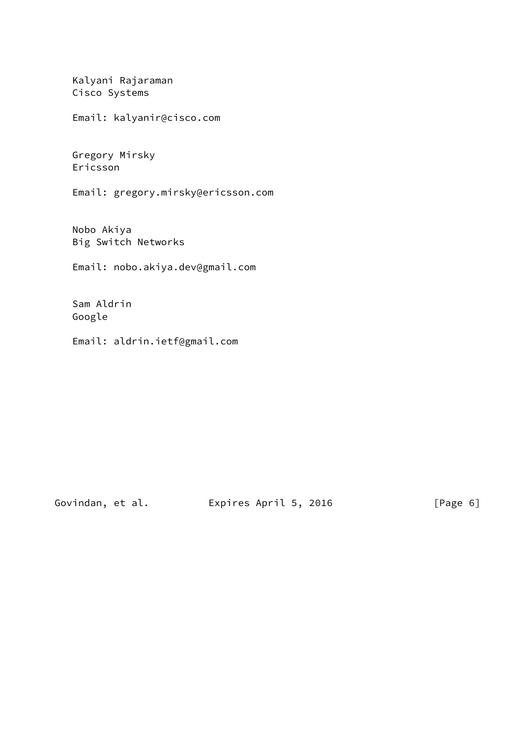Kalyani Rajaraman
Cisco Systems

Email: kalyanir@cisco.com

Gregory Mirsky
Ericsson

Email: gregory.mirsky@ericsson.com

Nobo Akiya
Big Switch Networks

Email: nobo.akiya.dev@gmail.com

Sam Aldrin
Google

Email: aldrin.ietf@gmail.com